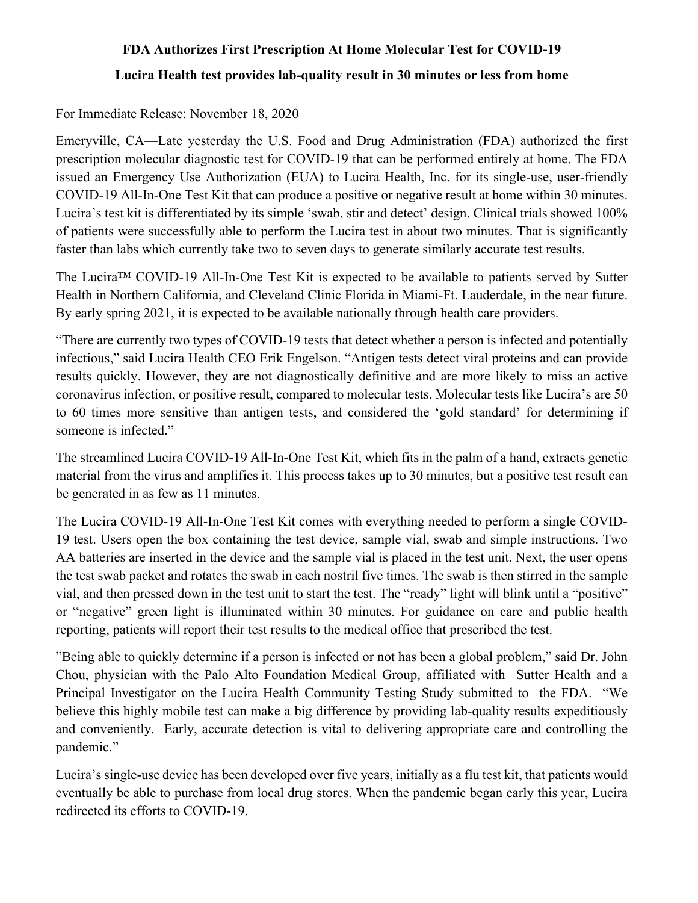# FDA Authorizes First Prescription At Home Molecular Test for COVID-19

## Lucira Health test provides lab-quality result in 30 minutes or less from home

For Immediate Release: November 18, 2020

Emeryville, CA—Late yesterday the U.S. Food and Drug Administration (FDA) authorized the first prescription molecular diagnostic test for COVID-19 that can be performed entirely at home. The FDA issued an Emergency Use Authorization (EUA) to Lucira Health, Inc. for its single-use, user-friendly COVID-19 All-In-One Test Kit that can produce a positive or negative result at home within 30 minutes. Lucira's test kit is differentiated by its simple 'swab, stir and detect' design. Clinical trials showed 100% of patients were successfully able to perform the Lucira test in about two minutes. That is significantly faster than labs which currently take two to seven days to generate similarly accurate test results.

The Lucira™ COVID-19 All-In-One Test Kit is expected to be available to patients served by Sutter Health in Northern California, and Cleveland Clinic Florida in Miami-Ft. Lauderdale, in the near future. By early spring 2021, it is expected to be available nationally through health care providers.

"There are currently two types of COVID-19 tests that detect whether a person is infected and potentially infectious," said Lucira Health CEO Erik Engelson. "Antigen tests detect viral proteins and can provide results quickly. However, they are not diagnostically definitive and are more likely to miss an active coronavirus infection, or positive result, compared to molecular tests. Molecular tests like Lucira's are 50 to 60 times more sensitive than antigen tests, and considered the 'gold standard' for determining if someone is infected."

The streamlined Lucira COVID-19 All-In-One Test Kit, which fits in the palm of a hand, extracts genetic material from the virus and amplifies it. This process takes up to 30 minutes, but a positive test result can be generated in as few as 11 minutes.

The Lucira COVID-19 All-In-One Test Kit comes with everything needed to perform a single COVID-19 test. Users open the box containing the test device, sample vial, swab and simple instructions. Two AA batteries are inserted in the device and the sample vial is placed in the test unit. Next, the user opens the test swab packet and rotates the swab in each nostril five times. The swab is then stirred in the sample vial, and then pressed down in the test unit to start the test. The "ready" light will blink until a "positive" or "negative" green light is illuminated within 30 minutes. For guidance on care and public health reporting, patients will report their test results to the medical office that prescribed the test.

"Being able to quickly determine if a person is infected or not has been a global problem," said Dr. John Chou, physician with the Palo Alto Foundation Medical Group, affiliated with Sutter Health and a Principal Investigator on the Lucira Health Community Testing Study submitted to the FDA. "We believe this highly mobile test can make a big difference by providing lab-quality results expeditiously and conveniently. Early, accurate detection is vital to delivering appropriate care and controlling the pandemic."

Lucira's single-use device has been developed over five years, initially as a flu test kit, that patients would eventually be able to purchase from local drug stores. When the pandemic began early this year, Lucira redirected its efforts to COVID-19.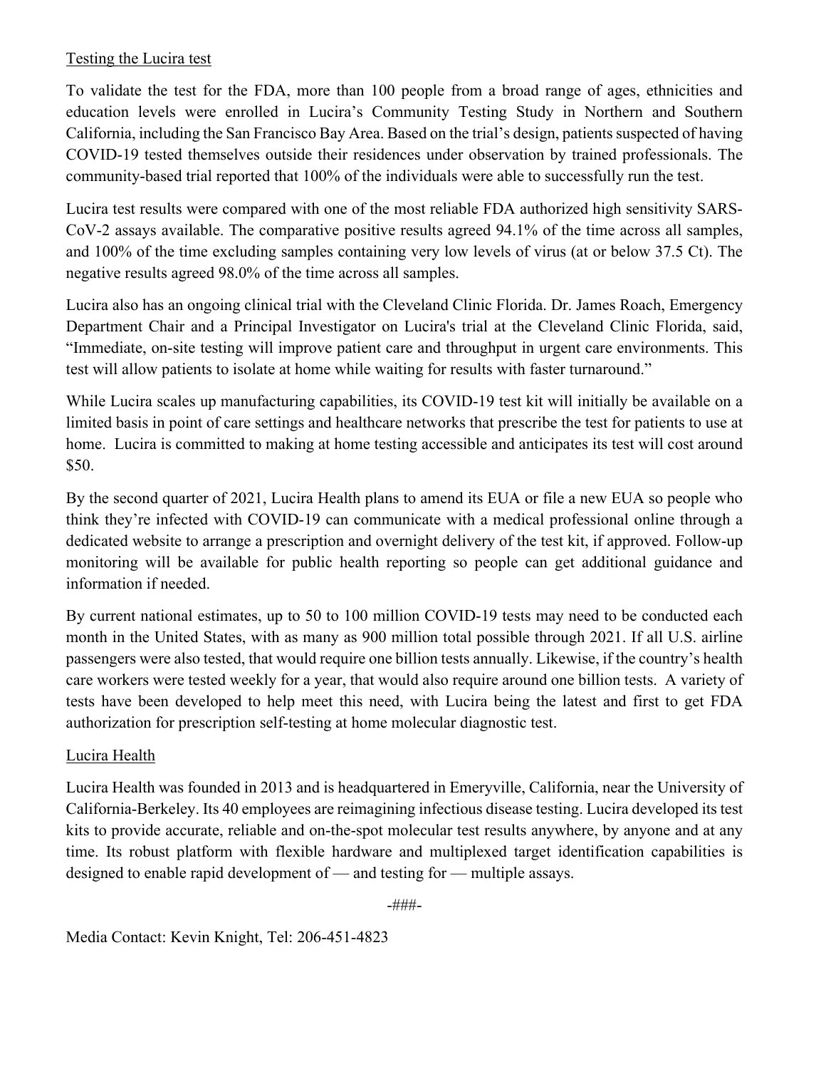## Testing the Lucira test

To validate the test for the FDA, more than 100 people from a broad range of ages, ethnicities and education levels were enrolled in Lucira's Community Testing Study in Northern and Southern California, including the San Francisco Bay Area. Based on the trial's design, patients suspected of having COVID-19 tested themselves outside their residences under observation by trained professionals. The community-based trial reported that 100% of the individuals were able to successfully run the test.

Lucira test results were compared with one of the most reliable FDA authorized high sensitivity SARS-CoV-2 assays available. The comparative positive results agreed 94.1% of the time across all samples, and 100% of the time excluding samples containing very low levels of virus (at or below 37.5 Ct). The negative results agreed 98.0% of the time across all samples.

Lucira also has an ongoing clinical trial with the Cleveland Clinic Florida. Dr. James Roach, Emergency Department Chair and a Principal Investigator on Lucira's trial at the Cleveland Clinic Florida, said, "Immediate, on-site testing will improve patient care and throughput in urgent care environments. This test will allow patients to isolate at home while waiting for results with faster turnaround."

While Lucira scales up manufacturing capabilities, its COVID-19 test kit will initially be available on a limited basis in point of care settings and healthcare networks that prescribe the test for patients to use at home. Lucira is committed to making at home testing accessible and anticipates its test will cost around $50.

By the second quarter of 2021, Lucira Health plans to amend its EUA or file a new EUA so people who think they're infected with COVID-19 can communicate with a medical professional online through a dedicated website to arrange a prescription and overnight delivery of the test kit, if approved. Follow-up monitoring will be available for public health reporting so people can get additional guidance and information if needed.

By current national estimates, up to 50 to 100 million COVID-19 tests may need to be conducted each month in the United States, with as many as 900 million total possible through 2021. If all U.S. airline passengers were also tested, that would require one billion tests annually. Likewise, if the country's health care workers were tested weekly for a year, that would also require around one billion tests. A variety of tests have been developed to help meet this need, with Lucira being the latest and first to get FDA authorization for prescription self-testing at home molecular diagnostic test.

## Lucira Health

Lucira Health was founded in 2013 and is headquartered in Emeryville, California, near the University of California-Berkeley. Its 40 employees are reimagining infectious disease testing. Lucira developed its test kits to provide accurate, reliable and on-the-spot molecular test results anywhere, by anyone and at any time. Its robust platform with flexible hardware and multiplexed target identification capabilities is designed to enable rapid development of — and testing for — multiple assays.

-###-

Media Contact: Kevin Knight, Tel: 206-451-4823